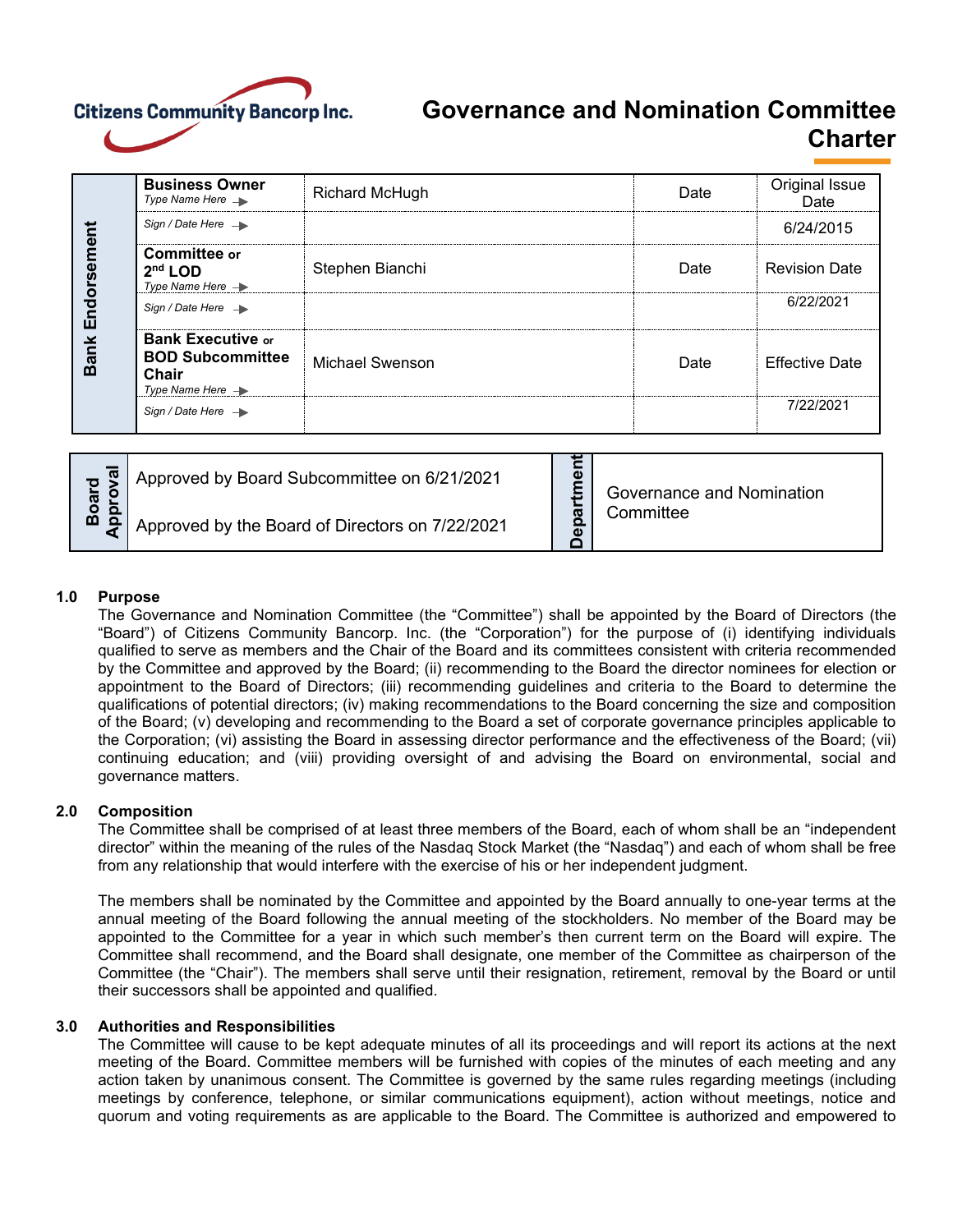Citizens Community Bancorp Inc.

# Governance and Nomination Committee Charter

| Bank Endorsement | | | | |
|---|---|---|---|---|
| | **Business Owner** *Type Name Here* | Richard McHugh | Date | Original Issue Date |
| | *Sign / Date Here* | | | 6/24/2015 |
| | **Committee or 2nd LOD** *Type Name Here* | Stephen Bianchi | Date | Revision Date |
| | *Sign / Date Here* | | | 6/22/2021 |
| | **Bank Executive or BOD Subcommittee Chair** *Type Name Here* | Michael Swenson | Date | Effective Date |
| | *Sign / Date Here* | | | 7/22/2021 |

| Board Approval | | Department | |
|---|---|---|---|
| | Approved by Board Subcommittee on 6/21/2021<br>Approved by the Board of Directors on 7/22/2021 | | Governance and Nomination Committee |

## 1.0 Purpose

The Governance and Nomination Committee (the "Committee") shall be appointed by the Board of Directors (the "Board") of Citizens Community Bancorp. Inc. (the "Corporation") for the purpose of (i) identifying individuals qualified to serve as members and the Chair of the Board and its committees consistent with criteria recommended by the Committee and approved by the Board; (ii) recommending to the Board the director nominees for election or appointment to the Board of Directors; (iii) recommending guidelines and criteria to the Board to determine the qualifications of potential directors; (iv) making recommendations to the Board concerning the size and composition of the Board; (v) developing and recommending to the Board a set of corporate governance principles applicable to the Corporation; (vi) assisting the Board in assessing director performance and the effectiveness of the Board; (vii) continuing education; and (viii) providing oversight of and advising the Board on environmental, social and governance matters.

## 2.0 Composition

The Committee shall be comprised of at least three members of the Board, each of whom shall be an "independent director" within the meaning of the rules of the Nasdaq Stock Market (the "Nasdaq") and each of whom shall be free from any relationship that would interfere with the exercise of his or her independent judgment.

The members shall be nominated by the Committee and appointed by the Board annually to one-year terms at the annual meeting of the Board following the annual meeting of the stockholders. No member of the Board may be appointed to the Committee for a year in which such member's then current term on the Board will expire. The Committee shall recommend, and the Board shall designate, one member of the Committee as chairperson of the Committee (the "Chair"). The members shall serve until their resignation, retirement, removal by the Board or until their successors shall be appointed and qualified.

## 3.0 Authorities and Responsibilities

The Committee will cause to be kept adequate minutes of all its proceedings and will report its actions at the next meeting of the Board. Committee members will be furnished with copies of the minutes of each meeting and any action taken by unanimous consent. The Committee is governed by the same rules regarding meetings (including meetings by conference, telephone, or similar communications equipment), action without meetings, notice and quorum and voting requirements as are applicable to the Board. The Committee is authorized and empowered to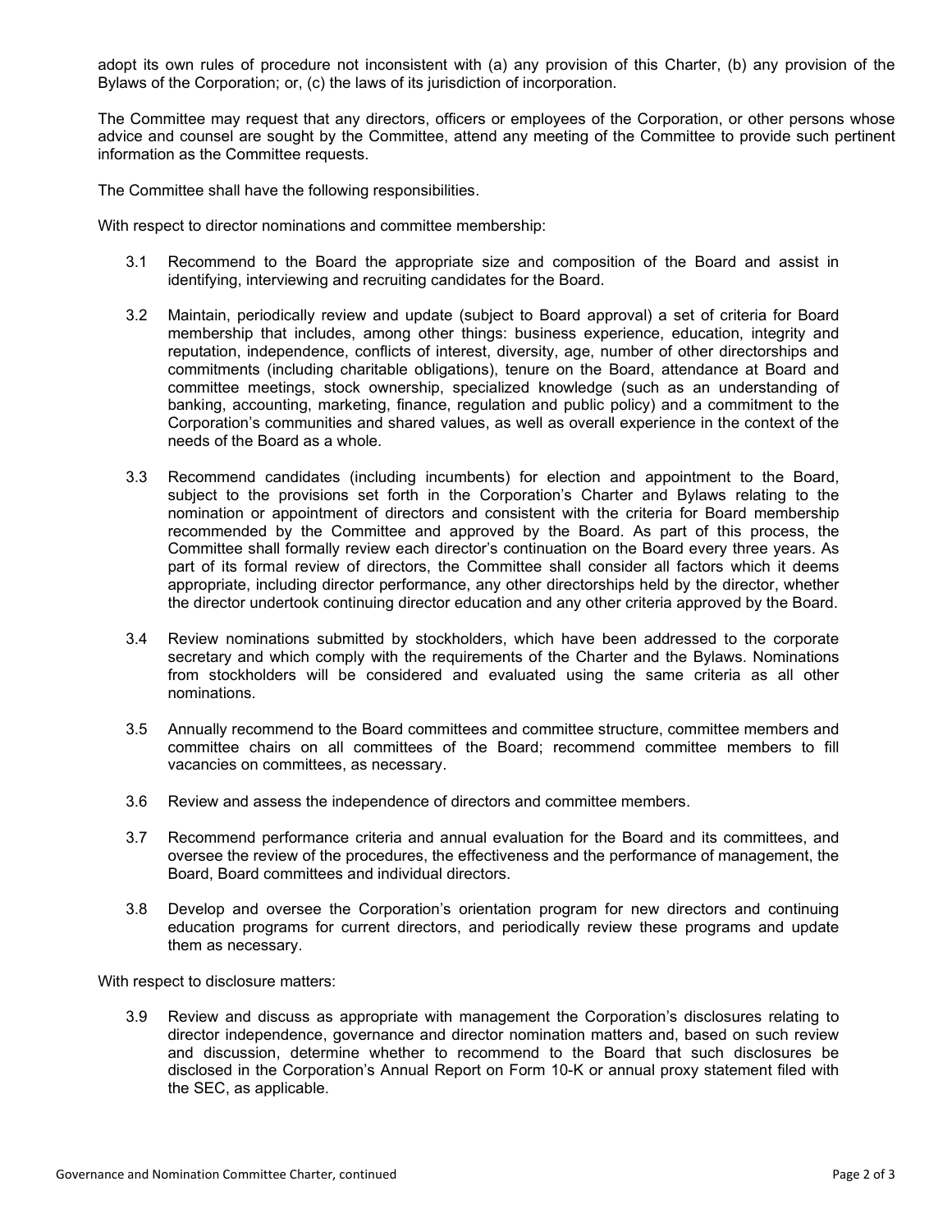adopt its own rules of procedure not inconsistent with (a) any provision of this Charter, (b) any provision of the Bylaws of the Corporation; or, (c) the laws of its jurisdiction of incorporation.

The Committee may request that any directors, officers or employees of the Corporation, or other persons whose advice and counsel are sought by the Committee, attend any meeting of the Committee to provide such pertinent information as the Committee requests.

The Committee shall have the following responsibilities.

With respect to director nominations and committee membership:

3.1 Recommend to the Board the appropriate size and composition of the Board and assist in identifying, interviewing and recruiting candidates for the Board.

3.2 Maintain, periodically review and update (subject to Board approval) a set of criteria for Board membership that includes, among other things: business experience, education, integrity and reputation, independence, conflicts of interest, diversity, age, number of other directorships and commitments (including charitable obligations), tenure on the Board, attendance at Board and committee meetings, stock ownership, specialized knowledge (such as an understanding of banking, accounting, marketing, finance, regulation and public policy) and a commitment to the Corporation's communities and shared values, as well as overall experience in the context of the needs of the Board as a whole.

3.3 Recommend candidates (including incumbents) for election and appointment to the Board, subject to the provisions set forth in the Corporation's Charter and Bylaws relating to the nomination or appointment of directors and consistent with the criteria for Board membership recommended by the Committee and approved by the Board. As part of this process, the Committee shall formally review each director's continuation on the Board every three years. As part of its formal review of directors, the Committee shall consider all factors which it deems appropriate, including director performance, any other directorships held by the director, whether the director undertook continuing director education and any other criteria approved by the Board.

3.4 Review nominations submitted by stockholders, which have been addressed to the corporate secretary and which comply with the requirements of the Charter and the Bylaws. Nominations from stockholders will be considered and evaluated using the same criteria as all other nominations.

3.5 Annually recommend to the Board committees and committee structure, committee members and committee chairs on all committees of the Board; recommend committee members to fill vacancies on committees, as necessary.

3.6 Review and assess the independence of directors and committee members.

3.7 Recommend performance criteria and annual evaluation for the Board and its committees, and oversee the review of the procedures, the effectiveness and the performance of management, the Board, Board committees and individual directors.

3.8 Develop and oversee the Corporation's orientation program for new directors and continuing education programs for current directors, and periodically review these programs and update them as necessary.

With respect to disclosure matters:

3.9 Review and discuss as appropriate with management the Corporation's disclosures relating to director independence, governance and director nomination matters and, based on such review and discussion, determine whether to recommend to the Board that such disclosures be disclosed in the Corporation's Annual Report on Form 10-K or annual proxy statement filed with the SEC, as applicable.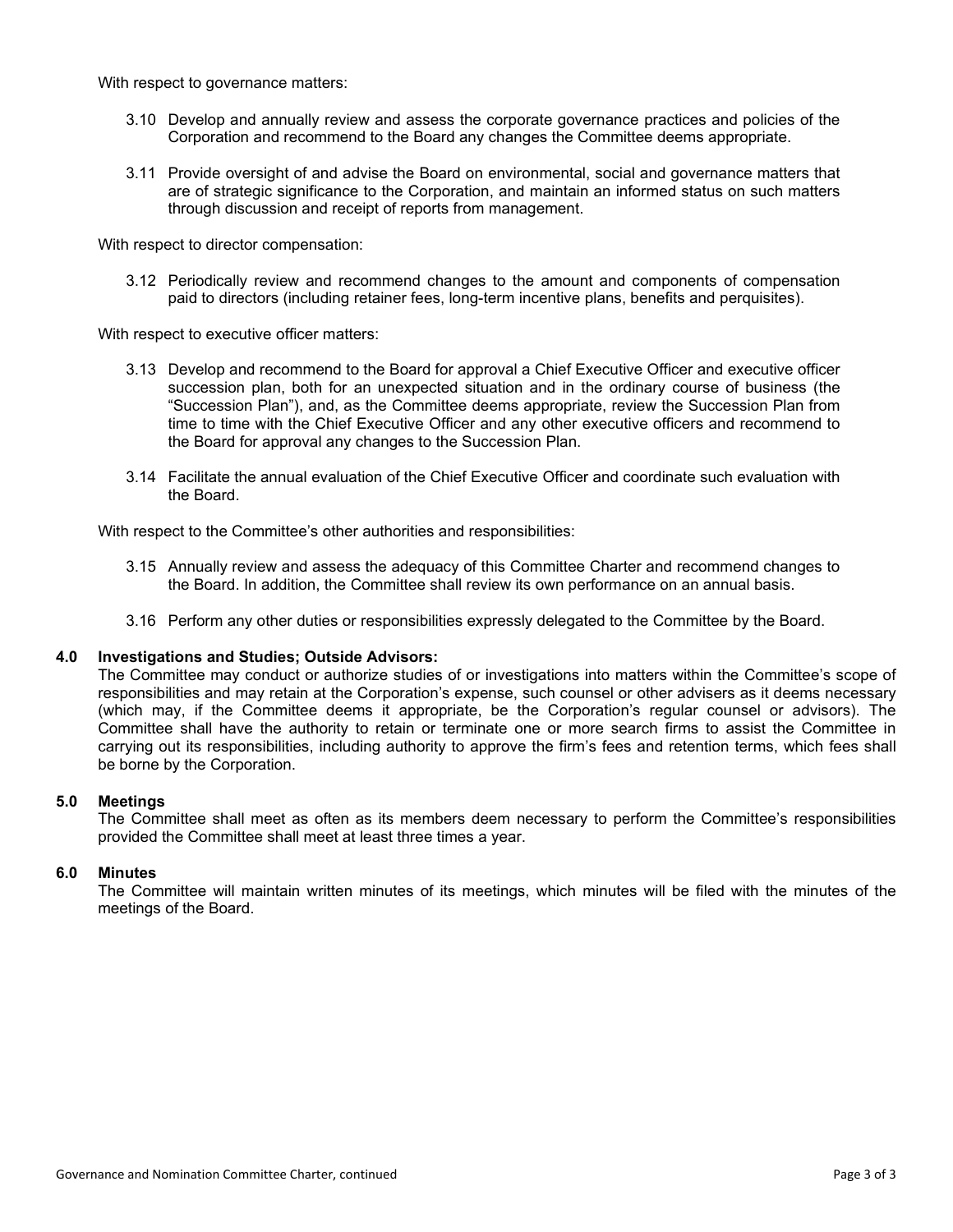With respect to governance matters:

3.10 Develop and annually review and assess the corporate governance practices and policies of the Corporation and recommend to the Board any changes the Committee deems appropriate.

3.11 Provide oversight of and advise the Board on environmental, social and governance matters that are of strategic significance to the Corporation, and maintain an informed status on such matters through discussion and receipt of reports from management.

With respect to director compensation:

3.12 Periodically review and recommend changes to the amount and components of compensation paid to directors (including retainer fees, long-term incentive plans, benefits and perquisites).

With respect to executive officer matters:

3.13 Develop and recommend to the Board for approval a Chief Executive Officer and executive officer succession plan, both for an unexpected situation and in the ordinary course of business (the "Succession Plan"), and, as the Committee deems appropriate, review the Succession Plan from time to time with the Chief Executive Officer and any other executive officers and recommend to the Board for approval any changes to the Succession Plan.

3.14 Facilitate the annual evaluation of the Chief Executive Officer and coordinate such evaluation with the Board.

With respect to the Committee's other authorities and responsibilities:

3.15 Annually review and assess the adequacy of this Committee Charter and recommend changes to the Board. In addition, the Committee shall review its own performance on an annual basis.

3.16 Perform any other duties or responsibilities expressly delegated to the Committee by the Board.

**4.0 Investigations and Studies; Outside Advisors:**

The Committee may conduct or authorize studies of or investigations into matters within the Committee's scope of responsibilities and may retain at the Corporation's expense, such counsel or other advisers as it deems necessary (which may, if the Committee deems it appropriate, be the Corporation's regular counsel or advisors). The Committee shall have the authority to retain or terminate one or more search firms to assist the Committee in carrying out its responsibilities, including authority to approve the firm's fees and retention terms, which fees shall be borne by the Corporation.

**5.0 Meetings**

The Committee shall meet as often as its members deem necessary to perform the Committee's responsibilities provided the Committee shall meet at least three times a year.

**6.0 Minutes**

The Committee will maintain written minutes of its meetings, which minutes will be filed with the minutes of the meetings of the Board.